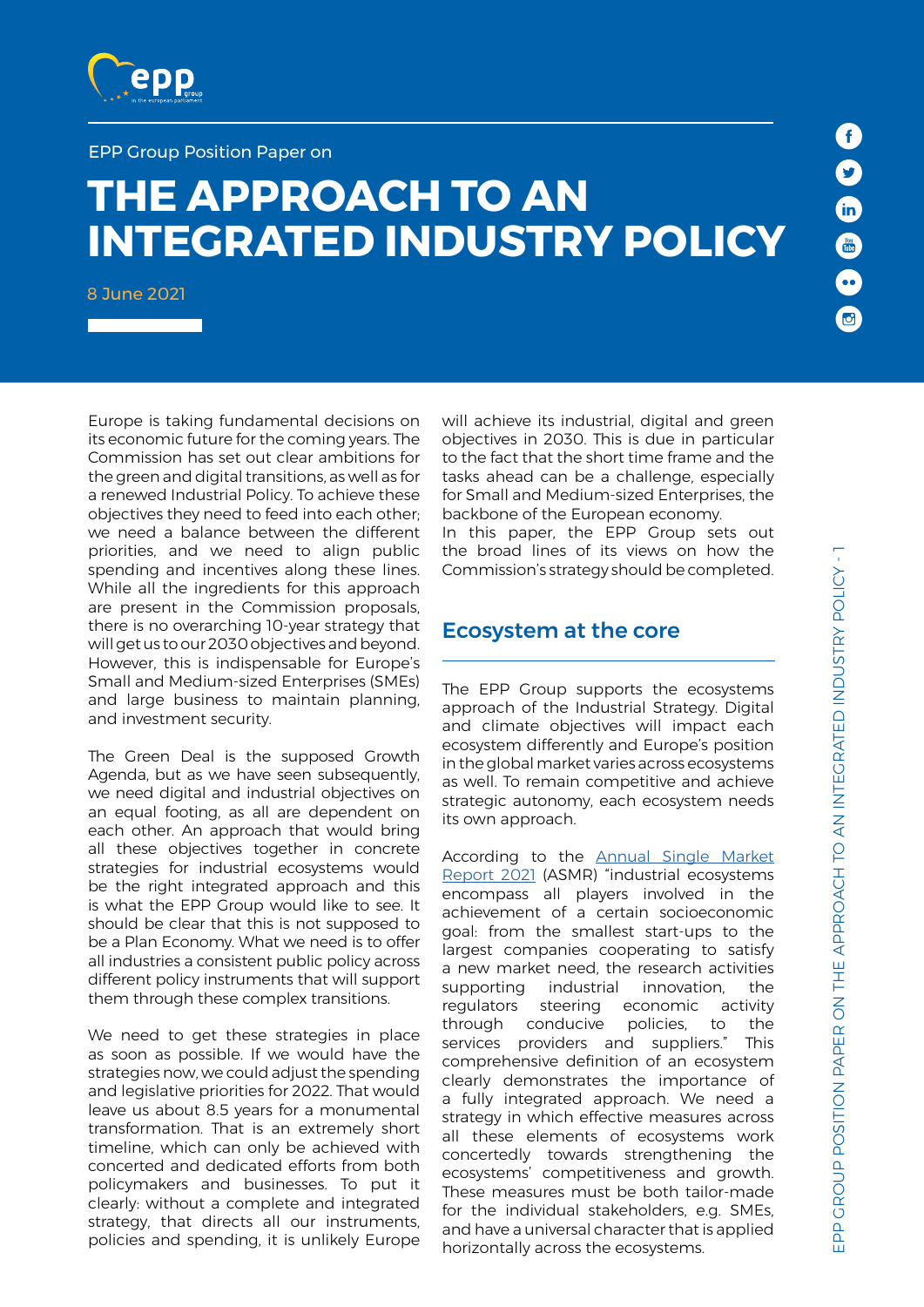EPP Group Position Paper on

# THE APPROACH TO AN INTEGRATED INDUSTRY POLICY

8 June 2021

Europe is taking fundamental decisions on its economic future for the coming years. The Commission has set out clear ambitions for the green and digital transitions, as well as for a renewed Industrial Policy. To achieve these objectives they need to feed into each other; we need a balance between the different priorities, and we need to align public spending and incentives along these lines. While all the ingredients for this approach are present in the Commission proposals, there is no overarching 10-year strategy that will get us to our 2030 objectives and beyond. However, this is indispensable for Europe's Small and Medium-sized Enterprises (SMEs) and large business to maintain planning, and investment security.

The Green Deal is the supposed Growth Agenda, but as we have seen subsequently, we need digital and industrial objectives on an equal footing, as all are dependent on each other. An approach that would bring all these objectives together in concrete strategies for industrial ecosystems would be the right integrated approach and this is what the EPP Group would like to see. It should be clear that this is not supposed to be a Plan Economy. What we need is to offer all industries a consistent public policy across different policy instruments that will support them through these complex transitions.

We need to get these strategies in place as soon as possible. If we would have the strategies now, we could adjust the spending and legislative priorities for 2022. That would leave us about 8.5 years for a monumental transformation. That is an extremely short timeline, which can only be achieved with concerted and dedicated efforts from both policymakers and businesses. To put it clearly: without a complete and integrated strategy, that directs all our instruments, policies and spending, it is unlikely Europe will achieve its industrial, digital and green objectives in 2030. This is due in particular to the fact that the short time frame and the tasks ahead can be a challenge, especially for Small and Medium-sized Enterprises, the backbone of the European economy.

In this paper, the EPP Group sets out the broad lines of its views on how the Commission's strategy should be completed.

## Ecosystem at the core

The EPP Group supports the ecosystems approach of the Industrial Strategy. Digital and climate objectives will impact each ecosystem differently and Europe's position in the global market varies across ecosystems as well. To remain competitive and achieve strategic autonomy, each ecosystem needs its own approach.

According to the Annual Single Market Report 2021 (ASMR) "industrial ecosystems encompass all players involved in the achievement of a certain socioeconomic goal: from the smallest start-ups to the largest companies cooperating to satisfy a new market need, the research activities supporting industrial innovation, the regulators steering economic activity through conducive policies, to the services providers and suppliers." This comprehensive definition of an ecosystem clearly demonstrates the importance of a fully integrated approach. We need a strategy in which effective measures across all these elements of ecosystems work concertedly towards strengthening the ecosystems' competitiveness and growth. These measures must be both tailor-made for the individual stakeholders, e.g. SMEs, and have a universal character that is applied horizontally across the ecosystems.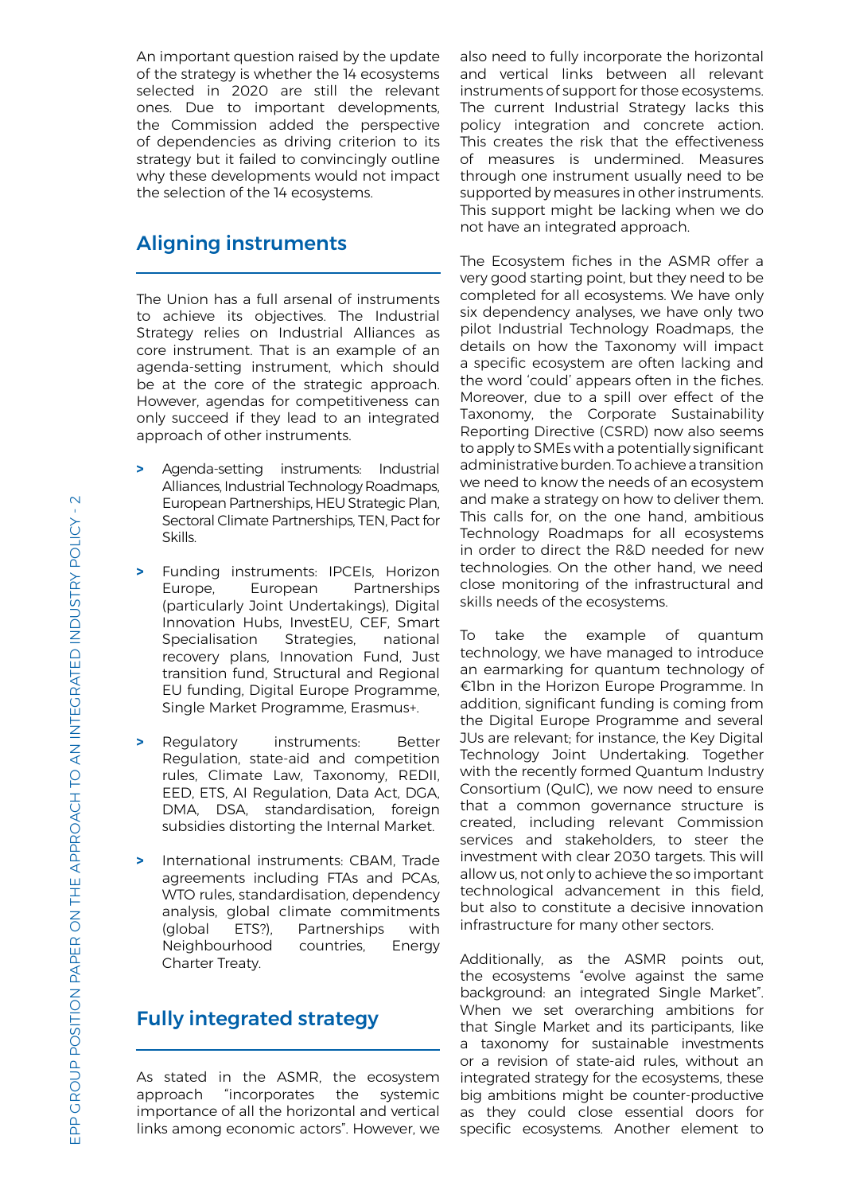An important question raised by the update of the strategy is whether the 14 ecosystems selected in 2020 are still the relevant ones. Due to important developments, the Commission added the perspective of dependencies as driving criterion to its strategy but it failed to convincingly outline why these developments would not impact the selection of the 14 ecosystems.

## Aligning instruments

The Union has a full arsenal of instruments to achieve its objectives. The Industrial Strategy relies on Industrial Alliances as core instrument. That is an example of an agenda-setting instrument, which should be at the core of the strategic approach. However, agendas for competitiveness can only succeed if they lead to an integrated approach of other instruments.

- Agenda-setting instruments: Industrial Alliances, Industrial Technology Roadmaps, European Partnerships, HEU Strategic Plan, Sectoral Climate Partnerships, TEN, Pact for Skills.
- Funding instruments: IPCEIs, Horizon Europe, European Partnerships (particularly Joint Undertakings), Digital Innovation Hubs, InvestEU, CEF, Smart Specialisation Strategies, national recovery plans, Innovation Fund, Just transition fund, Structural and Regional EU funding, Digital Europe Programme, Single Market Programme, Erasmus+.
- Regulatory instruments: Better Regulation, state-aid and competition rules, Climate Law, Taxonomy, REDII, EED, ETS, AI Regulation, Data Act, DGA, DMA, DSA, standardisation, foreign subsidies distorting the Internal Market.
- International instruments: CBAM, Trade agreements including FTAs and PCAs, WTO rules, standardisation, dependency analysis, global climate commitments (global ETS?), Partnerships with Neighbourhood countries, Energy Charter Treaty.

## Fully integrated strategy

As stated in the ASMR, the ecosystem approach "incorporates the systemic importance of all the horizontal and vertical links among economic actors". However, we also need to fully incorporate the horizontal and vertical links between all relevant instruments of support for those ecosystems. The current Industrial Strategy lacks this policy integration and concrete action. This creates the risk that the effectiveness of measures is undermined. Measures through one instrument usually need to be supported by measures in other instruments. This support might be lacking when we do not have an integrated approach.

The Ecosystem fiches in the ASMR offer a very good starting point, but they need to be completed for all ecosystems. We have only six dependency analyses, we have only two pilot Industrial Technology Roadmaps, the details on how the Taxonomy will impact a specific ecosystem are often lacking and the word 'could' appears often in the fiches. Moreover, due to a spill over effect of the Taxonomy, the Corporate Sustainability Reporting Directive (CSRD) now also seems to apply to SMEs with a potentially significant administrative burden. To achieve a transition we need to know the needs of an ecosystem and make a strategy on how to deliver them. This calls for, on the one hand, ambitious Technology Roadmaps for all ecosystems in order to direct the R&D needed for new technologies. On the other hand, we need close monitoring of the infrastructural and skills needs of the ecosystems.

To take the example of quantum technology, we have managed to introduce an earmarking for quantum technology of €1bn in the Horizon Europe Programme. In addition, significant funding is coming from the Digital Europe Programme and several JUs are relevant; for instance, the Key Digital Technology Joint Undertaking. Together with the recently formed Quantum Industry Consortium (QuIC), we now need to ensure that a common governance structure is created, including relevant Commission services and stakeholders, to steer the investment with clear 2030 targets. This will allow us, not only to achieve the so important technological advancement in this field, but also to constitute a decisive innovation infrastructure for many other sectors.

Additionally, as the ASMR points out, the ecosystems "evolve against the same background: an integrated Single Market". When we set overarching ambitions for that Single Market and its participants, like a taxonomy for sustainable investments or a revision of state-aid rules, without an integrated strategy for the ecosystems, these big ambitions might be counter-productive as they could close essential doors for specific ecosystems. Another element to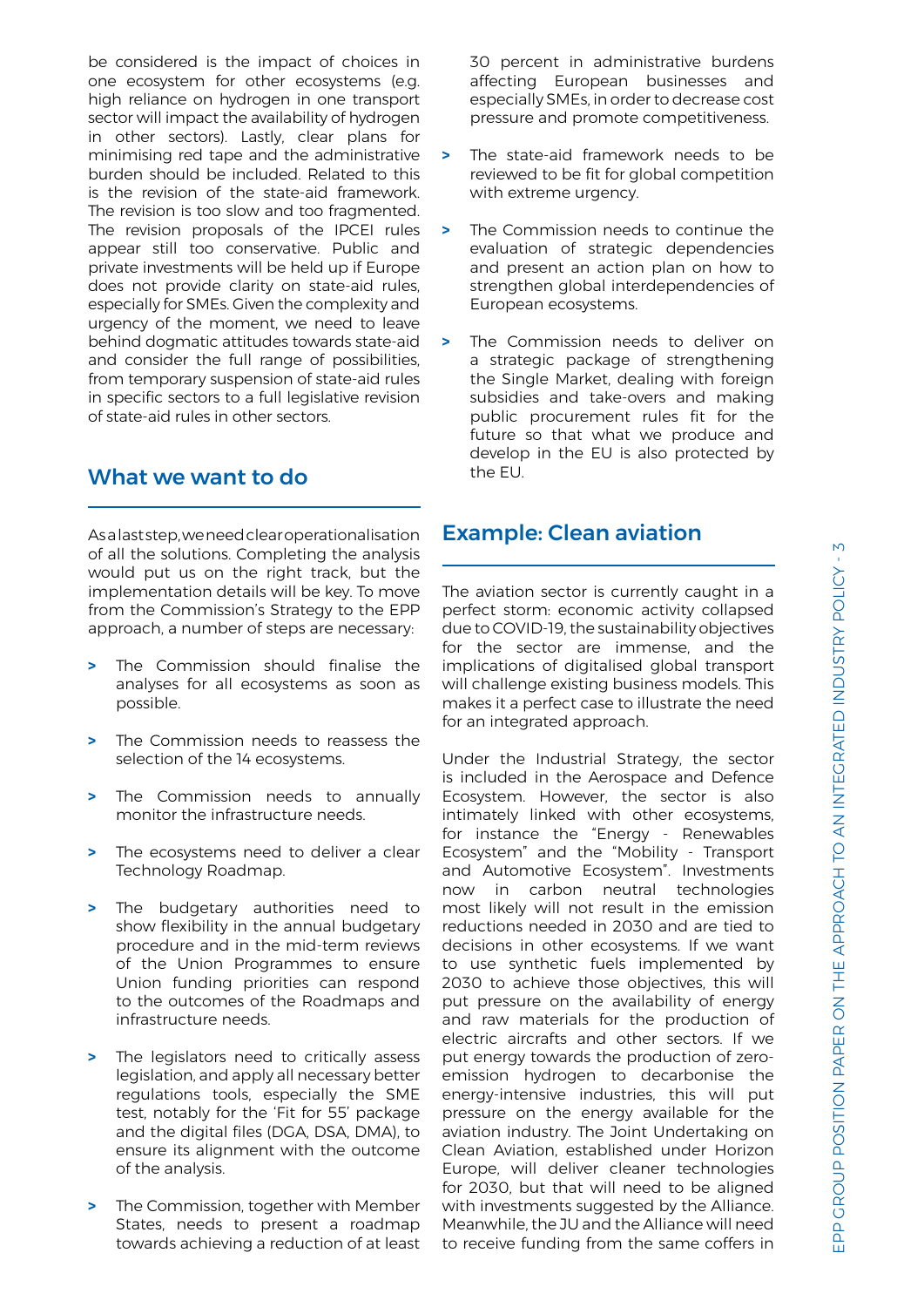be considered is the impact of choices in one ecosystem for other ecosystems (e.g. high reliance on hydrogen in one transport sector will impact the availability of hydrogen in other sectors). Lastly, clear plans for minimising red tape and the administrative burden should be included. Related to this is the revision of the state-aid framework. The revision is too slow and too fragmented. The revision proposals of the IPCEI rules appear still too conservative. Public and private investments will be held up if Europe does not provide clarity on state-aid rules, especially for SMEs. Given the complexity and urgency of the moment, we need to leave behind dogmatic attitudes towards state-aid and consider the full range of possibilities, from temporary suspension of state-aid rules in specific sectors to a full legislative revision of state-aid rules in other sectors.

## What we want to do

As a last step, we need clear operationalisation of all the solutions. Completing the analysis would put us on the right track, but the implementation details will be key. To move from the Commission's Strategy to the EPP approach, a number of steps are necessary:

- The Commission should finalise the analyses for all ecosystems as soon as possible.
- The Commission needs to reassess the selection of the 14 ecosystems.
- The Commission needs to annually monitor the infrastructure needs.
- The ecosystems need to deliver a clear Technology Roadmap.
- The budgetary authorities need to show flexibility in the annual budgetary procedure and in the mid-term reviews of the Union Programmes to ensure Union funding priorities can respond to the outcomes of the Roadmaps and infrastructure needs.
- The legislators need to critically assess legislation, and apply all necessary better regulations tools, especially the SME test, notably for the 'Fit for 55' package and the digital files (DGA, DSA, DMA), to ensure its alignment with the outcome of the analysis.
- The Commission, together with Member States, needs to present a roadmap towards achieving a reduction of at least 30 percent in administrative burdens affecting European businesses and especially SMEs, in order to decrease cost pressure and promote competitiveness.
- The state-aid framework needs to be reviewed to be fit for global competition with extreme urgency.
- The Commission needs to continue the evaluation of strategic dependencies and present an action plan on how to strengthen global interdependencies of European ecosystems.
- The Commission needs to deliver on a strategic package of strengthening the Single Market, dealing with foreign subsidies and take-overs and making public procurement rules fit for the future so that what we produce and develop in the EU is also protected by the EU.

## Example: Clean aviation

The aviation sector is currently caught in a perfect storm: economic activity collapsed due to COVID-19, the sustainability objectives for the sector are immense, and the implications of digitalised global transport will challenge existing business models. This makes it a perfect case to illustrate the need for an integrated approach.

Under the Industrial Strategy, the sector is included in the Aerospace and Defence Ecosystem. However, the sector is also intimately linked with other ecosystems, for instance the "Energy - Renewables Ecosystem" and the "Mobility - Transport and Automotive Ecosystem". Investments now in carbon neutral technologies most likely will not result in the emission reductions needed in 2030 and are tied to decisions in other ecosystems. If we want to use synthetic fuels implemented by 2030 to achieve those objectives, this will put pressure on the availability of energy and raw materials for the production of electric aircrafts and other sectors. If we put energy towards the production of zero-emission hydrogen to decarbonise the energy-intensive industries, this will put pressure on the energy available for the aviation industry. The Joint Undertaking on Clean Aviation, established under Horizon Europe, will deliver cleaner technologies for 2030, but that will need to be aligned with investments suggested by the Alliance. Meanwhile, the JU and the Alliance will need to receive funding from the same coffers in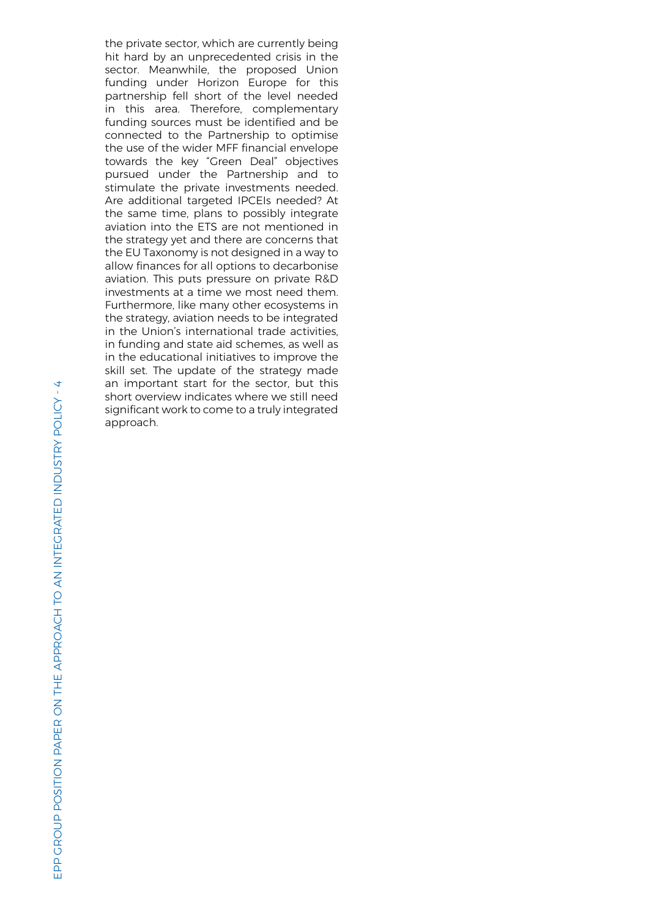the private sector, which are currently being hit hard by an unprecedented crisis in the sector. Meanwhile, the proposed Union funding under Horizon Europe for this partnership fell short of the level needed in this area. Therefore, complementary funding sources must be identified and be connected to the Partnership to optimise the use of the wider MFF financial envelope towards the key "Green Deal" objectives pursued under the Partnership and to stimulate the private investments needed. Are additional targeted IPCEIs needed? At the same time, plans to possibly integrate aviation into the ETS are not mentioned in the strategy yet and there are concerns that the EU Taxonomy is not designed in a way to allow finances for all options to decarbonise aviation. This puts pressure on private R&D investments at a time we most need them. Furthermore, like many other ecosystems in the strategy, aviation needs to be integrated in the Union's international trade activities, in funding and state aid schemes, as well as in the educational initiatives to improve the skill set. The update of the strategy made an important start for the sector, but this short overview indicates where we still need significant work to come to a truly integrated approach.